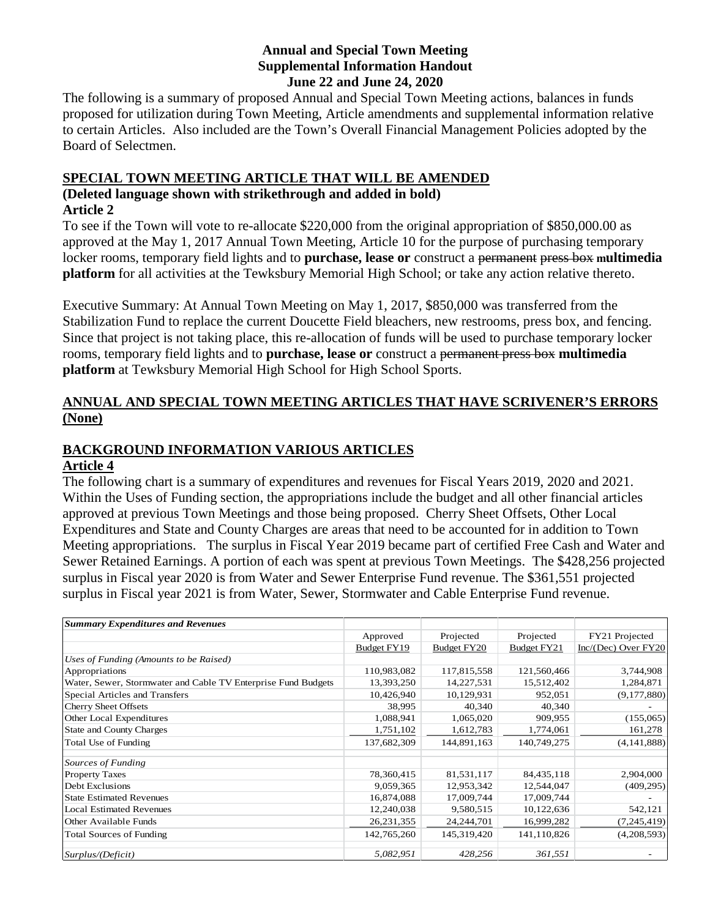# Annual and Special Town Meeting
## Supplemental Information Handout
### June 22 and June 24, 2020

The following is a summary of proposed Annual and Special Town Meeting actions, balances in funds proposed for utilization during Town Meeting, Article amendments and supplemental information relative to certain Articles. Also included are the Town's Overall Financial Management Policies adopted by the Board of Selectmen.

## SPECIAL TOWN MEETING ARTICLE THAT WILL BE AMENDED

**(Deleted language shown with strikethrough and added in bold)**

**Article 2**

To see if the Town will vote to re-allocate $220,000 from the original appropriation of $850,000.00 as approved at the May 1, 2017 Annual Town Meeting, Article 10 for the purpose of purchasing temporary locker rooms, temporary field lights and to **purchase, lease or** construct a ~~permanent~~ ~~press box~~ **multimedia platform** for all activities at the Tewksbury Memorial High School; or take any action relative thereto.

Executive Summary: At Annual Town Meeting on May 1, 2017, $850,000 was transferred from the Stabilization Fund to replace the current Doucette Field bleachers, new restrooms, press box, and fencing. Since that project is not taking place, this re-allocation of funds will be used to purchase temporary locker rooms, temporary field lights and to **purchase, lease or** construct a ~~permanent press box~~ **multimedia platform** at Tewksbury Memorial High School for High School Sports.

## ANNUAL AND SPECIAL TOWN MEETING ARTICLES THAT HAVE SCRIVENER'S ERRORS (None)

## BACKGROUND INFORMATION VARIOUS ARTICLES

**Article 4**

The following chart is a summary of expenditures and revenues for Fiscal Years 2019, 2020 and 2021. Within the Uses of Funding section, the appropriations include the budget and all other financial articles approved at previous Town Meetings and those being proposed. Cherry Sheet Offsets, Other Local Expenditures and State and County Charges are areas that need to be accounted for in addition to Town Meeting appropriations. The surplus in Fiscal Year 2019 became part of certified Free Cash and Water and Sewer Retained Earnings. A portion of each was spent at previous Town Meetings. The $428,256 projected surplus in Fiscal year 2020 is from Water and Sewer Enterprise Fund revenue. The $361,551 projected surplus in Fiscal year 2021 is from Water, Sewer, Stormwater and Cable Enterprise Fund revenue.

| *Summary Expenditures and Revenues* | Approved Budget FY19 | Projected Budget FY20 | Projected Budget FY21 | FY21 Projected Inc/(Dec) Over FY20 |
|---|---|---|---|---|
| *Uses of Funding (Amounts to be Raised)* | | | | |
| Appropriations | 110,983,082 | 117,815,558 | 121,560,466 | 3,744,908 |
| Water, Sewer, Stormwater and Cable TV Enterprise Fund Budgets | 13,393,250 | 14,227,531 | 15,512,402 | 1,284,871 |
| Special Articles and Transfers | 10,426,940 | 10,129,931 | 952,051 | (9,177,880) |
| Cherry Sheet Offsets | 38,995 | 40,340 | 40,340 | - |
| Other Local Expenditures | 1,088,941 | 1,065,020 | 909,955 | (155,065) |
| State and County Charges | 1,751,102 | 1,612,783 | 1,774,061 | 161,278 |
| Total Use of Funding | 137,682,309 | 144,891,163 | 140,749,275 | (4,141,888) |
| *Sources of Funding* | | | | |
| Property Taxes | 78,360,415 | 81,531,117 | 84,435,118 | 2,904,000 |
| Debt Exclusions | 9,059,365 | 12,953,342 | 12,544,047 | (409,295) |
| State Estimated Revenues | 16,874,088 | 17,009,744 | 17,009,744 | - |
| Local Estimated Revenues | 12,240,038 | 9,580,515 | 10,122,636 | 542,121 |
| Other Available Funds | 26,231,355 | 24,244,701 | 16,999,282 | (7,245,419) |
| Total Sources of Funding | 142,765,260 | 145,319,420 | 141,110,826 | (4,208,593) |
| *Surplus/(Deficit)* | *5,082,951* | *428,256* | *361,551* | - |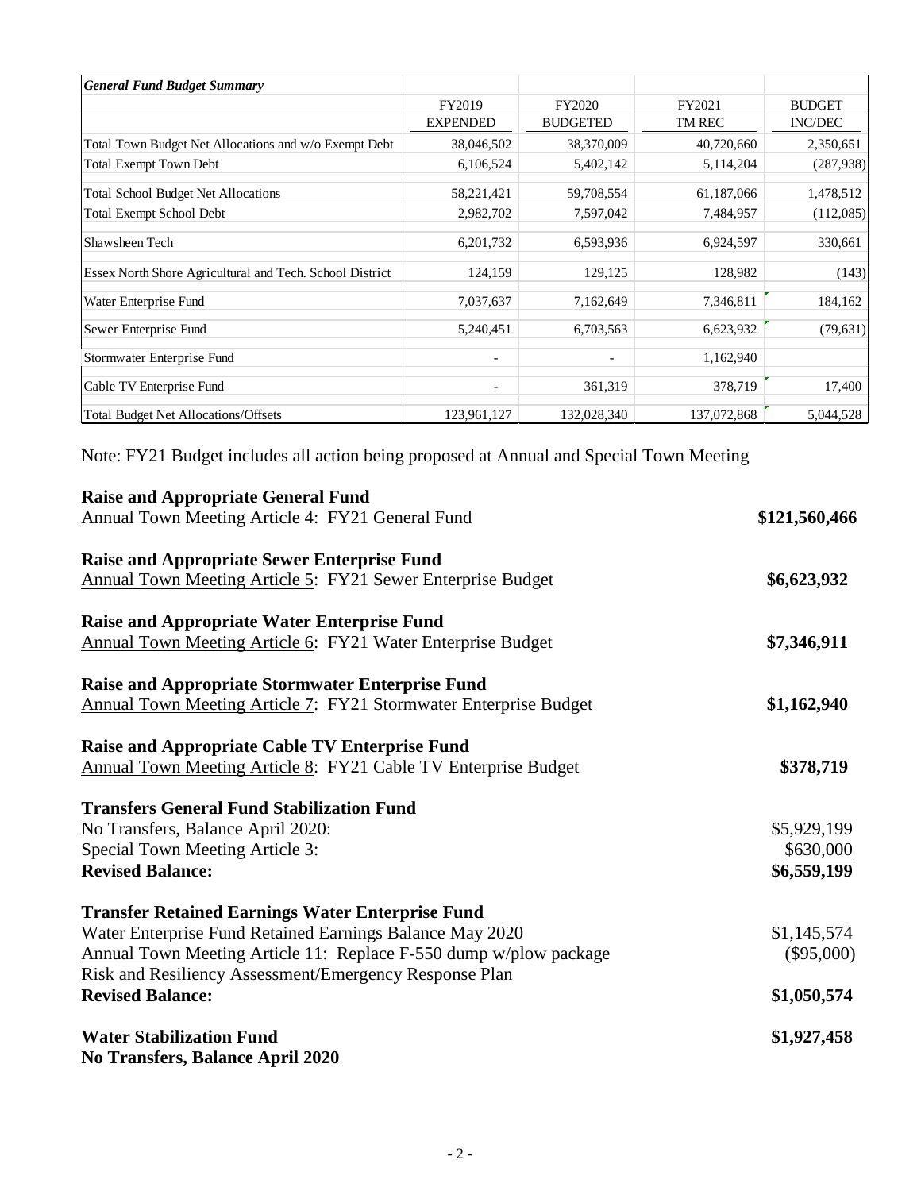| *General Fund Budget Summary* | | | | |
|---|---|---|---|---|
| | FY2019 EXPENDED | FY2020 BUDGETED | FY2021 TM REC | BUDGET INC/DEC |
| Total Town Budget Net Allocations and w/o Exempt Debt | 38,046,502 | 38,370,009 | 40,720,660 | 2,350,651 |
| Total Exempt Town Debt | 6,106,524 | 5,402,142 | 5,114,204 | (287,938) |
| Total School Budget Net Allocations | 58,221,421 | 59,708,554 | 61,187,066 | 1,478,512 |
| Total Exempt School Debt | 2,982,702 | 7,597,042 | 7,484,957 | (112,085) |
| Shawsheen Tech | 6,201,732 | 6,593,936 | 6,924,597 | 330,661 |
| Essex North Shore Agricultural and Tech. School District | 124,159 | 129,125 | 128,982 | (143) |
| Water Enterprise Fund | 7,037,637 | 7,162,649 | 7,346,811 | 184,162 |
| Sewer Enterprise Fund | 5,240,451 | 6,703,563 | 6,623,932 | (79,631) |
| Stormwater Enterprise Fund | - | - | 1,162,940 | |
| Cable TV Enterprise Fund | - | 361,319 | 378,719 | 17,400 |
| Total Budget Net Allocations/Offsets | 123,961,127 | 132,028,340 | 137,072,868 | 5,044,528 |

Note: FY21 Budget includes all action being proposed at Annual and Special Town Meeting

**Raise and Appropriate General Fund**
Annual Town Meeting Article 4: FY21 General Fund — **$121,560,466**

**Raise and Appropriate Sewer Enterprise Fund**
Annual Town Meeting Article 5: FY21 Sewer Enterprise Budget — **$6,623,932**

**Raise and Appropriate Water Enterprise Fund**
Annual Town Meeting Article 6: FY21 Water Enterprise Budget — **$7,346,911**

**Raise and Appropriate Stormwater Enterprise Fund**
Annual Town Meeting Article 7: FY21 Stormwater Enterprise Budget — **$1,162,940**

**Raise and Appropriate Cable TV Enterprise Fund**
Annual Town Meeting Article 8: FY21 Cable TV Enterprise Budget — **$378,719**

**Transfers General Fund Stabilization Fund**

| | |
|---|---|
| No Transfers, Balance April 2020: | $5,929,199 |
| Special Town Meeting Article 3: | $630,000 |
| **Revised Balance:** | **$6,559,199** |

**Transfer Retained Earnings Water Enterprise Fund**

| | |
|---|---|
| Water Enterprise Fund Retained Earnings Balance May 2020 | $1,145,574 |
| Annual Town Meeting Article 11: Replace F-550 dump w/plow package | ($95,000) |
| Risk and Resiliency Assessment/Emergency Response Plan | |
| **Revised Balance:** | **$1,050,574** |

**Water Stabilization Fund** — **$1,927,458**
**No Transfers, Balance April 2020**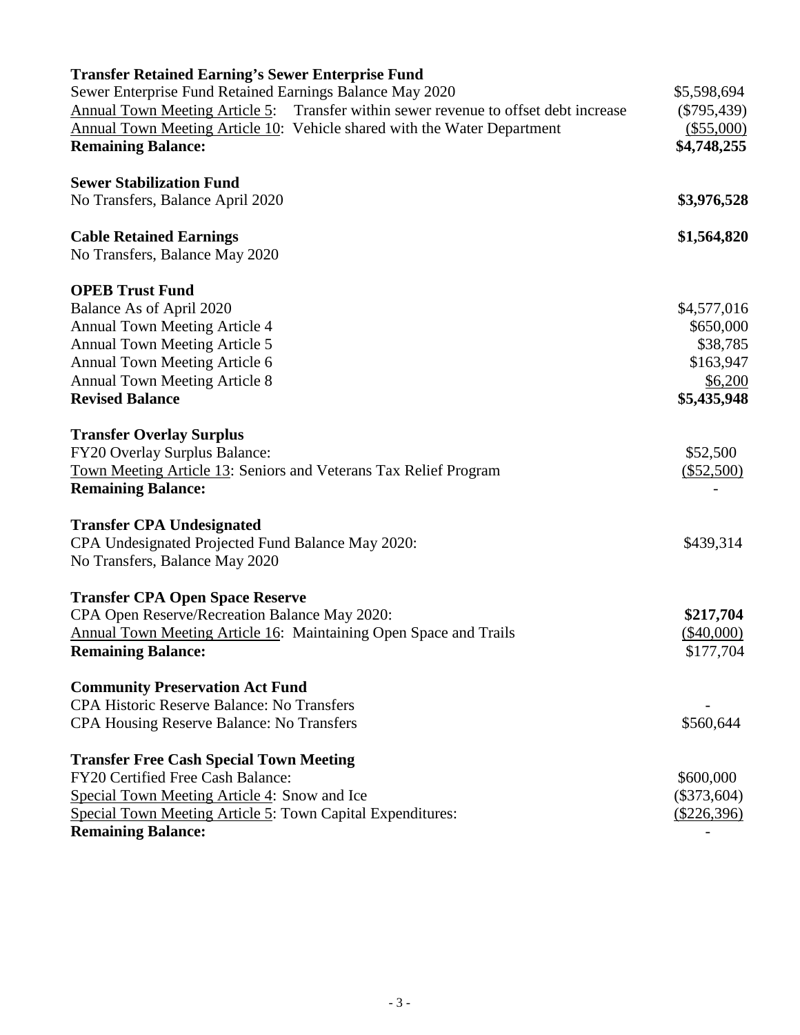**Transfer Retained Earning's Sewer Enterprise Fund**

| | |
|---|---|
| Sewer Enterprise Fund Retained Earnings Balance May 2020 | $5,598,694 |
| Annual Town Meeting Article 5: Transfer within sewer revenue to offset debt increase | ($795,439) |
| Annual Town Meeting Article 10: Vehicle shared with the Water Department | ($55,000) |
| **Remaining Balance:** | **$4,748,255** |

**Sewer Stabilization Fund**

| | |
|---|---|
| No Transfers, Balance April 2020 | **$3,976,528** |

**Cable Retained Earnings**

| | |
|---|---|
| No Transfers, Balance May 2020 | **$1,564,820** |

**OPEB Trust Fund**

| | |
|---|---|
| Balance As of April 2020 | $4,577,016 |
| Annual Town Meeting Article 4 | $650,000 |
| Annual Town Meeting Article 5 | $38,785 |
| Annual Town Meeting Article 6 | $163,947 |
| Annual Town Meeting Article 8 | $6,200 |
| **Revised Balance** | **$5,435,948** |

**Transfer Overlay Surplus**

| | |
|---|---|
| FY20 Overlay Surplus Balance: | $52,500 |
| Town Meeting Article 13: Seniors and Veterans Tax Relief Program | ($52,500) |
| **Remaining Balance:** | - |

**Transfer CPA Undesignated**

| | |
|---|---|
| CPA Undesignated Projected Fund Balance May 2020: | $439,314 |
| No Transfers, Balance May 2020 | |

**Transfer CPA Open Space Reserve**

| | |
|---|---|
| CPA Open Reserve/Recreation Balance May 2020: | **$217,704** |
| Annual Town Meeting Article 16: Maintaining Open Space and Trails | ($40,000) |
| **Remaining Balance:** | $177,704 |

**Community Preservation Act Fund**

| | |
|---|---|
| CPA Historic Reserve Balance: No Transfers | - |
| CPA Housing Reserve Balance: No Transfers | $560,644 |

**Transfer Free Cash Special Town Meeting**

| | |
|---|---|
| FY20 Certified Free Cash Balance: | $600,000 |
| Special Town Meeting Article 4: Snow and Ice | ($373,604) |
| Special Town Meeting Article 5: Town Capital Expenditures: | ($226,396) |
| **Remaining Balance:** | - |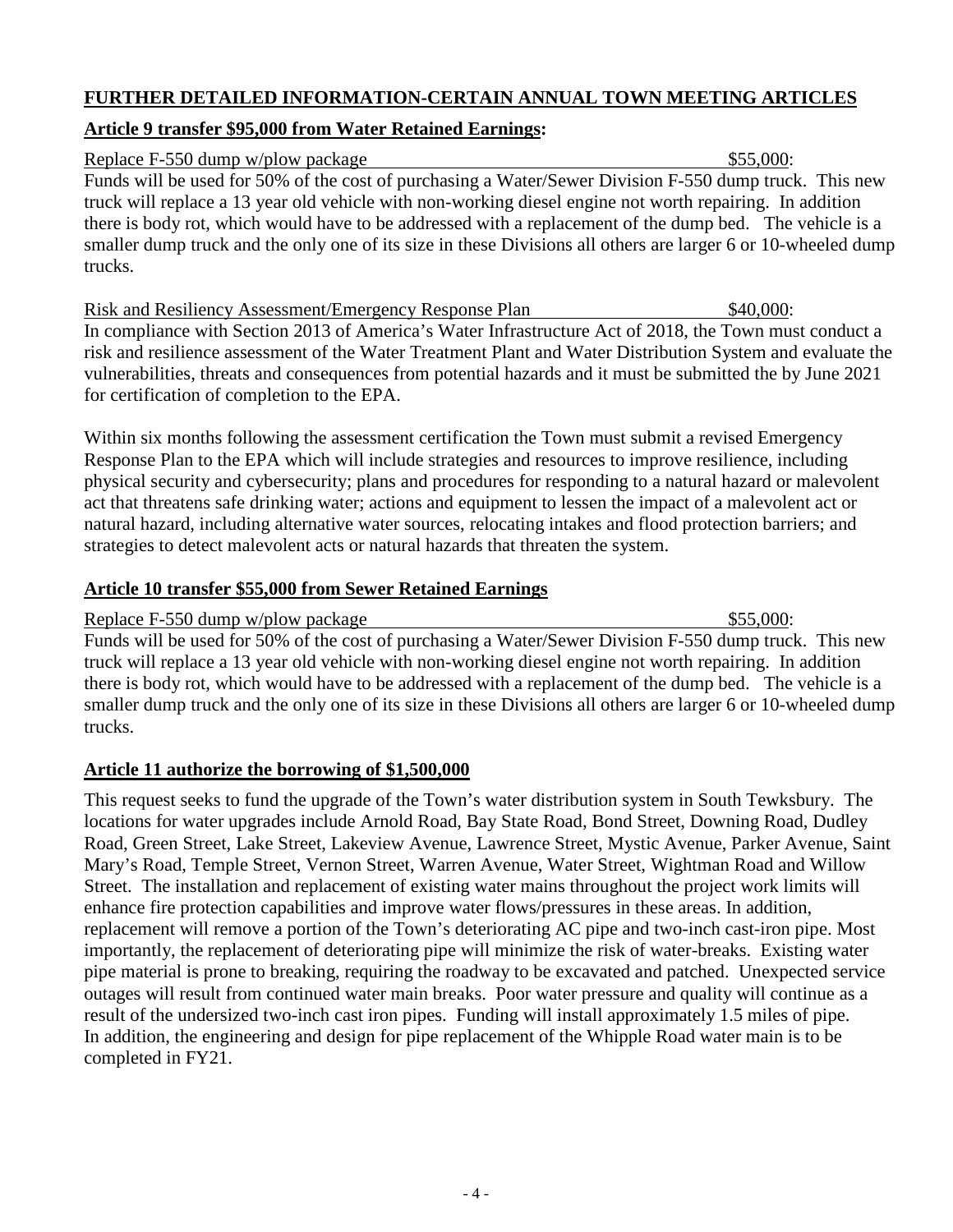**<u>FURTHER DETAILED INFORMATION-CERTAIN ANNUAL TOWN MEETING ARTICLES</u>**

**<u>Article 9 transfer $95,000 from Water Retained Earnings</u>:**

<u>Replace F-550 dump w/plow package</u> <u>$55,000</u>:

Funds will be used for 50% of the cost of purchasing a Water/Sewer Division F-550 dump truck. This new truck will replace a 13 year old vehicle with non-working diesel engine not worth repairing. In addition there is body rot, which would have to be addressed with a replacement of the dump bed. The vehicle is a smaller dump truck and the only one of its size in these Divisions all others are larger 6 or 10-wheeled dump trucks.

<u>Risk and Resiliency Assessment/Emergency Response Plan</u> <u>$40,000</u>:

In compliance with Section 2013 of America's Water Infrastructure Act of 2018, the Town must conduct a risk and resilience assessment of the Water Treatment Plant and Water Distribution System and evaluate the vulnerabilities, threats and consequences from potential hazards and it must be submitted the by June 2021 for certification of completion to the EPA.

Within six months following the assessment certification the Town must submit a revised Emergency Response Plan to the EPA which will include strategies and resources to improve resilience, including physical security and cybersecurity; plans and procedures for responding to a natural hazard or malevolent act that threatens safe drinking water; actions and equipment to lessen the impact of a malevolent act or natural hazard, including alternative water sources, relocating intakes and flood protection barriers; and strategies to detect malevolent acts or natural hazards that threaten the system.

**<u>Article 10 transfer $55,000 from Sewer Retained Earnings</u>**

<u>Replace F-550 dump w/plow package</u> <u>$55,000</u>:

Funds will be used for 50% of the cost of purchasing a Water/Sewer Division F-550 dump truck. This new truck will replace a 13 year old vehicle with non-working diesel engine not worth repairing. In addition there is body rot, which would have to be addressed with a replacement of the dump bed. The vehicle is a smaller dump truck and the only one of its size in these Divisions all others are larger 6 or 10-wheeled dump trucks.

**<u>Article 11 authorize the borrowing of $1,500,000</u>**

This request seeks to fund the upgrade of the Town's water distribution system in South Tewksbury. The locations for water upgrades include Arnold Road, Bay State Road, Bond Street, Downing Road, Dudley Road, Green Street, Lake Street, Lakeview Avenue, Lawrence Street, Mystic Avenue, Parker Avenue, Saint Mary's Road, Temple Street, Vernon Street, Warren Avenue, Water Street, Wightman Road and Willow Street. The installation and replacement of existing water mains throughout the project work limits will enhance fire protection capabilities and improve water flows/pressures in these areas. In addition, replacement will remove a portion of the Town's deteriorating AC pipe and two-inch cast-iron pipe. Most importantly, the replacement of deteriorating pipe will minimize the risk of water-breaks. Existing water pipe material is prone to breaking, requiring the roadway to be excavated and patched. Unexpected service outages will result from continued water main breaks. Poor water pressure and quality will continue as a result of the undersized two-inch cast iron pipes. Funding will install approximately 1.5 miles of pipe. In addition, the engineering and design for pipe replacement of the Whipple Road water main is to be completed in FY21.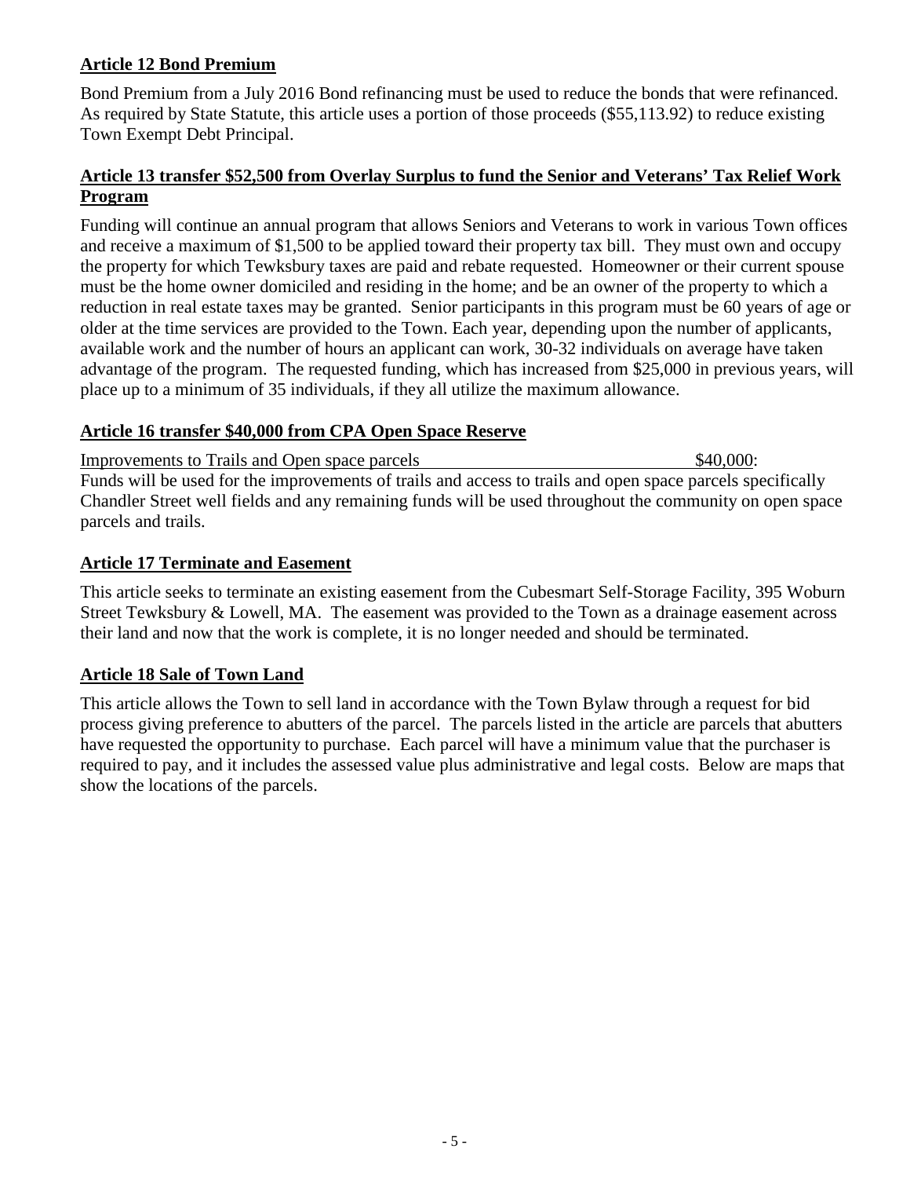**Article 12 Bond Premium**

Bond Premium from a July 2016 Bond refinancing must be used to reduce the bonds that were refinanced. As required by State Statute, this article uses a portion of those proceeds ($55,113.92) to reduce existing Town Exempt Debt Principal.

**Article 13 transfer $52,500 from Overlay Surplus to fund the Senior and Veterans' Tax Relief Work Program**

Funding will continue an annual program that allows Seniors and Veterans to work in various Town offices and receive a maximum of $1,500 to be applied toward their property tax bill. They must own and occupy the property for which Tewksbury taxes are paid and rebate requested. Homeowner or their current spouse must be the home owner domiciled and residing in the home; and be an owner of the property to which a reduction in real estate taxes may be granted. Senior participants in this program must be 60 years of age or older at the time services are provided to the Town. Each year, depending upon the number of applicants, available work and the number of hours an applicant can work, 30-32 individuals on average have taken advantage of the program. The requested funding, which has increased from $25,000 in previous years, will place up to a minimum of 35 individuals, if they all utilize the maximum allowance.

**Article 16 transfer $40,000 from CPA Open Space Reserve**

Improvements to Trails and Open space parcels $40,000:
Funds will be used for the improvements of trails and access to trails and open space parcels specifically Chandler Street well fields and any remaining funds will be used throughout the community on open space parcels and trails.

**Article 17 Terminate and Easement**

This article seeks to terminate an existing easement from the Cubesmart Self-Storage Facility, 395 Woburn Street Tewksbury & Lowell, MA. The easement was provided to the Town as a drainage easement across their land and now that the work is complete, it is no longer needed and should be terminated.

**Article 18 Sale of Town Land**

This article allows the Town to sell land in accordance with the Town Bylaw through a request for bid process giving preference to abutters of the parcel. The parcels listed in the article are parcels that abutters have requested the opportunity to purchase. Each parcel will have a minimum value that the purchaser is required to pay, and it includes the assessed value plus administrative and legal costs. Below are maps that show the locations of the parcels.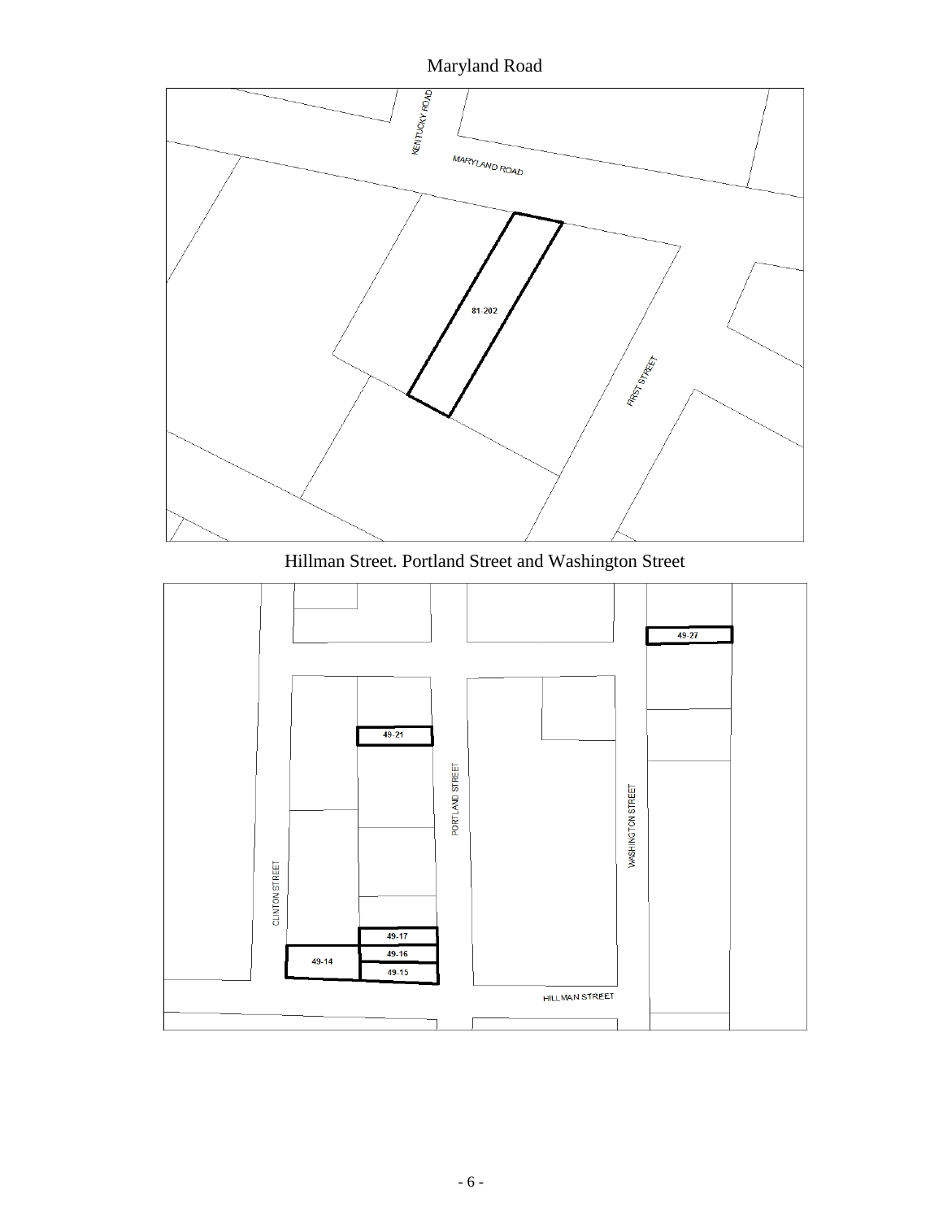Maryland Road

Hillman Street. Portland Street and Washington Street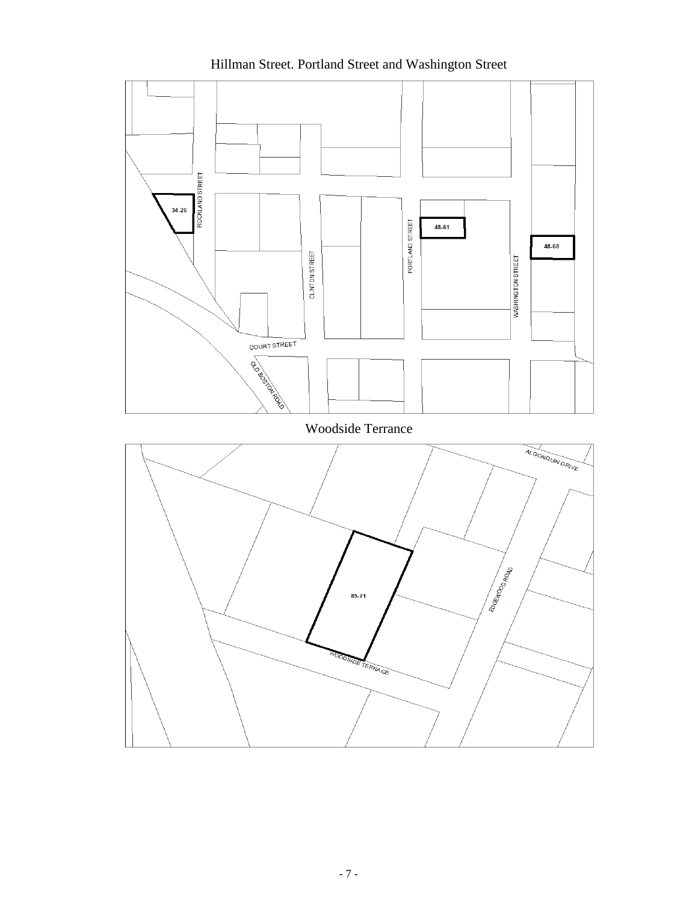## Hillman Street. Portland Street and Washington Street

ROCKLAND STREET

34-26

CLINTON STREET

PORTLAND STREET

48-61

48-68

WASHINGTON STREET

COURT STREET

OLD BOSTON ROAD

## Woodside Terrance

ALGONQUIN DRIVE

85-71

EDGEWOOD ROAD

WOODSIDE TERRACE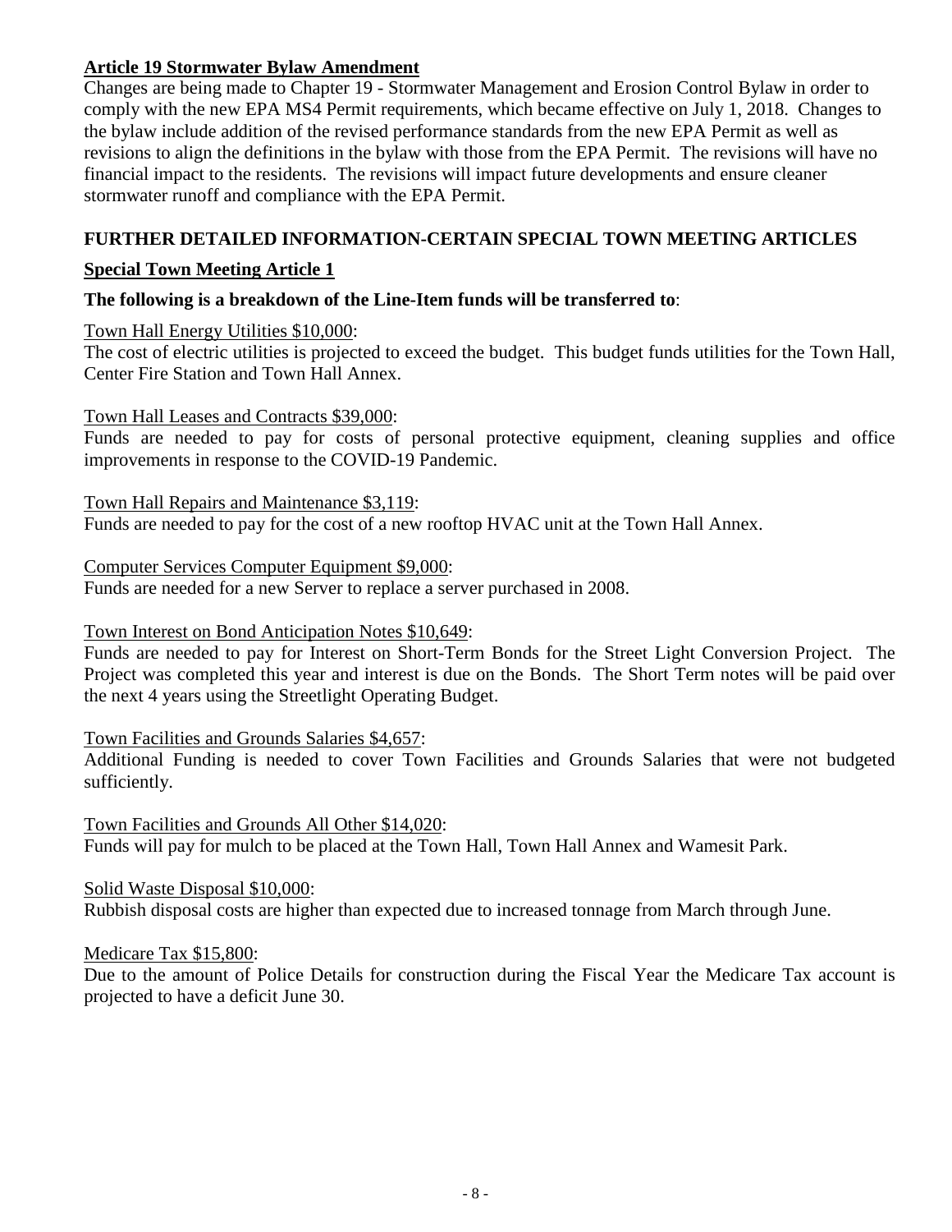## Article 19 Stormwater Bylaw Amendment

Changes are being made to Chapter 19 - Stormwater Management and Erosion Control Bylaw in order to comply with the new EPA MS4 Permit requirements, which became effective on July 1, 2018. Changes to the bylaw include addition of the revised performance standards from the new EPA Permit as well as revisions to align the definitions in the bylaw with those from the EPA Permit. The revisions will have no financial impact to the residents. The revisions will impact future developments and ensure cleaner stormwater runoff and compliance with the EPA Permit.

## FURTHER DETAILED INFORMATION-CERTAIN SPECIAL TOWN MEETING ARTICLES

### Special Town Meeting Article 1

**The following is a breakdown of the Line-Item funds will be transferred to**:

Town Hall Energy Utilities $10,000:
The cost of electric utilities is projected to exceed the budget. This budget funds utilities for the Town Hall, Center Fire Station and Town Hall Annex.

Town Hall Leases and Contracts $39,000:
Funds are needed to pay for costs of personal protective equipment, cleaning supplies and office improvements in response to the COVID-19 Pandemic.

Town Hall Repairs and Maintenance $3,119:
Funds are needed to pay for the cost of a new rooftop HVAC unit at the Town Hall Annex.

Computer Services Computer Equipment $9,000:
Funds are needed for a new Server to replace a server purchased in 2008.

Town Interest on Bond Anticipation Notes $10,649:
Funds are needed to pay for Interest on Short-Term Bonds for the Street Light Conversion Project. The Project was completed this year and interest is due on the Bonds. The Short Term notes will be paid over the next 4 years using the Streetlight Operating Budget.

Town Facilities and Grounds Salaries $4,657:
Additional Funding is needed to cover Town Facilities and Grounds Salaries that were not budgeted sufficiently.

Town Facilities and Grounds All Other $14,020:
Funds will pay for mulch to be placed at the Town Hall, Town Hall Annex and Wamesit Park.

Solid Waste Disposal $10,000:
Rubbish disposal costs are higher than expected due to increased tonnage from March through June.

Medicare Tax $15,800:
Due to the amount of Police Details for construction during the Fiscal Year the Medicare Tax account is projected to have a deficit June 30.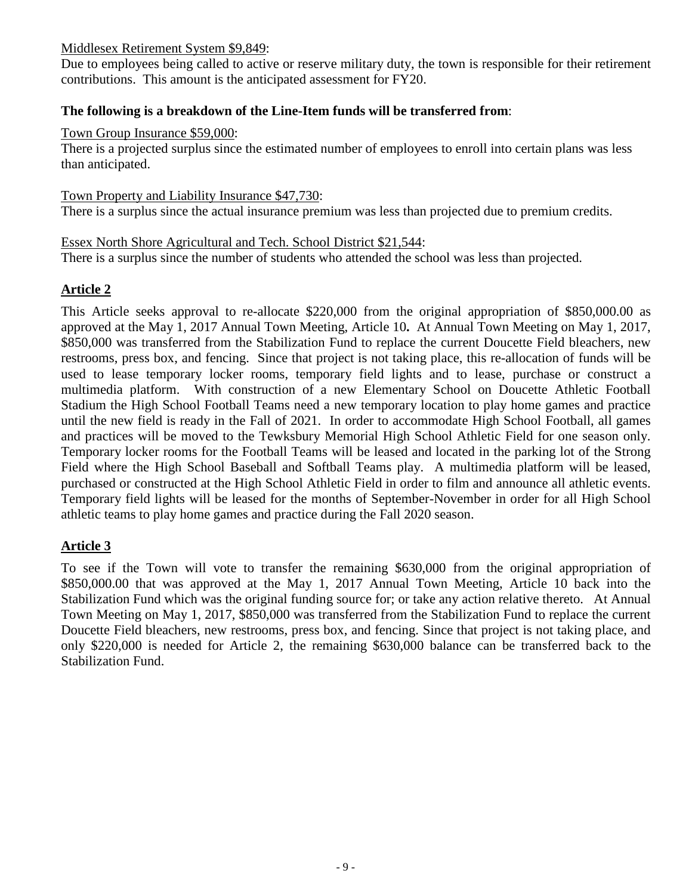Middlesex Retirement System $9,849:

Due to employees being called to active or reserve military duty, the town is responsible for their retirement contributions. This amount is the anticipated assessment for FY20.

**The following is a breakdown of the Line-Item funds will be transferred from**:

Town Group Insurance $59,000:

There is a projected surplus since the estimated number of employees to enroll into certain plans was less than anticipated.

Town Property and Liability Insurance $47,730:

There is a surplus since the actual insurance premium was less than projected due to premium credits.

Essex North Shore Agricultural and Tech. School District $21,544:

There is a surplus since the number of students who attended the school was less than projected.

## Article 2

This Article seeks approval to re-allocate $220,000 from the original appropriation of $850,000.00 as approved at the May 1, 2017 Annual Town Meeting, Article 10**.** At Annual Town Meeting on May 1, 2017, $850,000 was transferred from the Stabilization Fund to replace the current Doucette Field bleachers, new restrooms, press box, and fencing. Since that project is not taking place, this re-allocation of funds will be used to lease temporary locker rooms, temporary field lights and to lease, purchase or construct a multimedia platform. With construction of a new Elementary School on Doucette Athletic Football Stadium the High School Football Teams need a new temporary location to play home games and practice until the new field is ready in the Fall of 2021. In order to accommodate High School Football, all games and practices will be moved to the Tewksbury Memorial High School Athletic Field for one season only. Temporary locker rooms for the Football Teams will be leased and located in the parking lot of the Strong Field where the High School Baseball and Softball Teams play. A multimedia platform will be leased, purchased or constructed at the High School Athletic Field in order to film and announce all athletic events. Temporary field lights will be leased for the months of September-November in order for all High School athletic teams to play home games and practice during the Fall 2020 season.

## Article 3

To see if the Town will vote to transfer the remaining $630,000 from the original appropriation of $850,000.00 that was approved at the May 1, 2017 Annual Town Meeting, Article 10 back into the Stabilization Fund which was the original funding source for; or take any action relative thereto. At Annual Town Meeting on May 1, 2017, $850,000 was transferred from the Stabilization Fund to replace the current Doucette Field bleachers, new restrooms, press box, and fencing. Since that project is not taking place, and only $220,000 is needed for Article 2, the remaining $630,000 balance can be transferred back to the Stabilization Fund.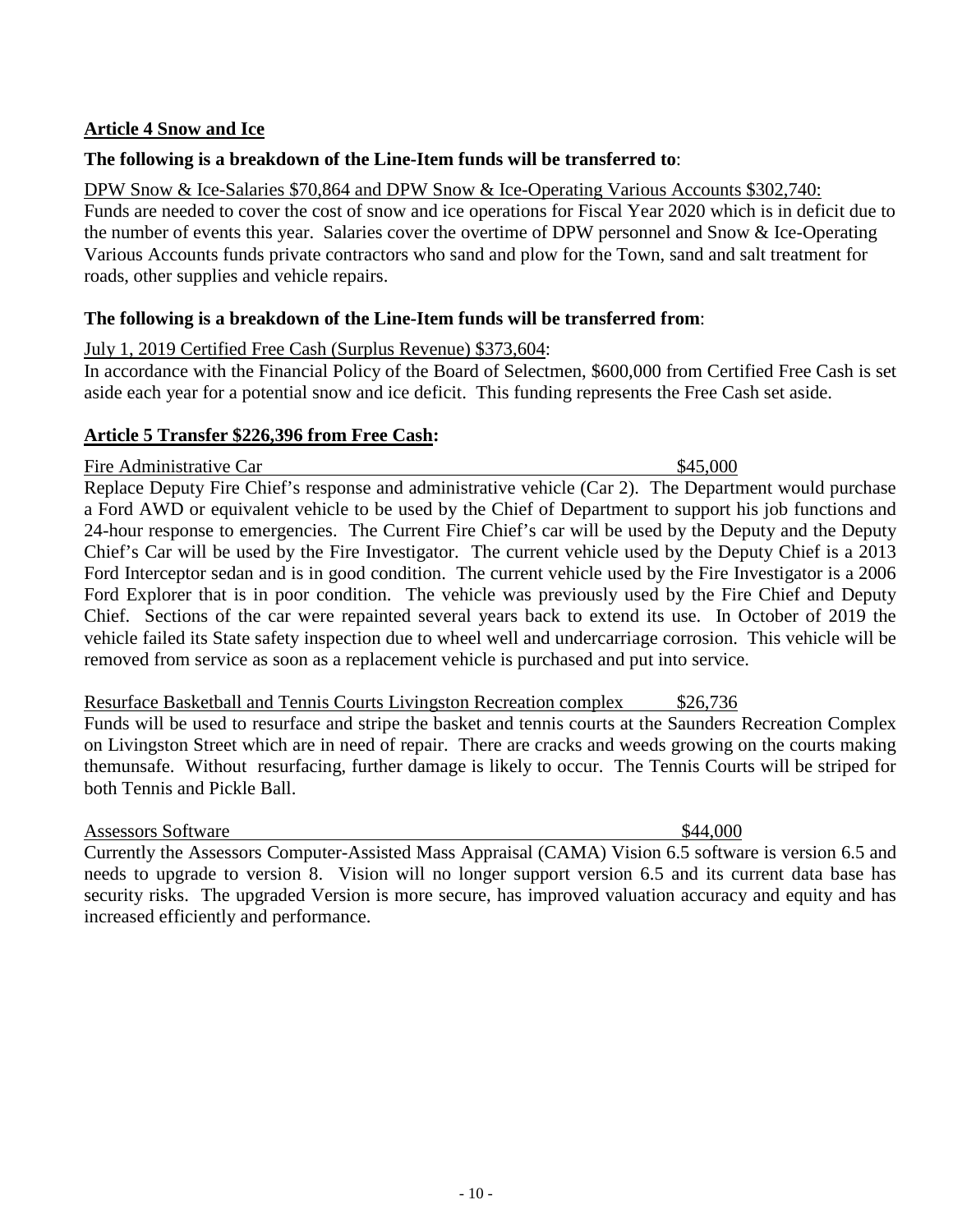**Article 4 Snow and Ice**

**The following is a breakdown of the Line-Item funds will be transferred to**:

DPW Snow & Ice-Salaries $70,864 and DPW Snow & Ice-Operating Various Accounts $302,740:
Funds are needed to cover the cost of snow and ice operations for Fiscal Year 2020 which is in deficit due to the number of events this year. Salaries cover the overtime of DPW personnel and Snow & Ice-Operating Various Accounts funds private contractors who sand and plow for the Town, sand and salt treatment for roads, other supplies and vehicle repairs.

**The following is a breakdown of the Line-Item funds will be transferred from**:

July 1, 2019 Certified Free Cash (Surplus Revenue) $373,604:
In accordance with the Financial Policy of the Board of Selectmen, $600,000 from Certified Free Cash is set aside each year for a potential snow and ice deficit. This funding represents the Free Cash set aside.

**Article 5 Transfer $226,396 from Free Cash:**

Fire Administrative Car $45,000
Replace Deputy Fire Chief's response and administrative vehicle (Car 2). The Department would purchase a Ford AWD or equivalent vehicle to be used by the Chief of Department to support his job functions and 24-hour response to emergencies. The Current Fire Chief's car will be used by the Deputy and the Deputy Chief's Car will be used by the Fire Investigator. The current vehicle used by the Deputy Chief is a 2013 Ford Interceptor sedan and is in good condition. The current vehicle used by the Fire Investigator is a 2006 Ford Explorer that is in poor condition. The vehicle was previously used by the Fire Chief and Deputy Chief. Sections of the car were repainted several years back to extend its use. In October of 2019 the vehicle failed its State safety inspection due to wheel well and undercarriage corrosion. This vehicle will be removed from service as soon as a replacement vehicle is purchased and put into service.

Resurface Basketball and Tennis Courts Livingston Recreation complex $26,736
Funds will be used to resurface and stripe the basket and tennis courts at the Saunders Recreation Complex on Livingston Street which are in need of repair. There are cracks and weeds growing on the courts making themunsafe. Without resurfacing, further damage is likely to occur. The Tennis Courts will be striped for both Tennis and Pickle Ball.

Assessors Software $44,000
Currently the Assessors Computer-Assisted Mass Appraisal (CAMA) Vision 6.5 software is version 6.5 and needs to upgrade to version 8. Vision will no longer support version 6.5 and its current data base has security risks. The upgraded Version is more secure, has improved valuation accuracy and equity and has increased efficiently and performance.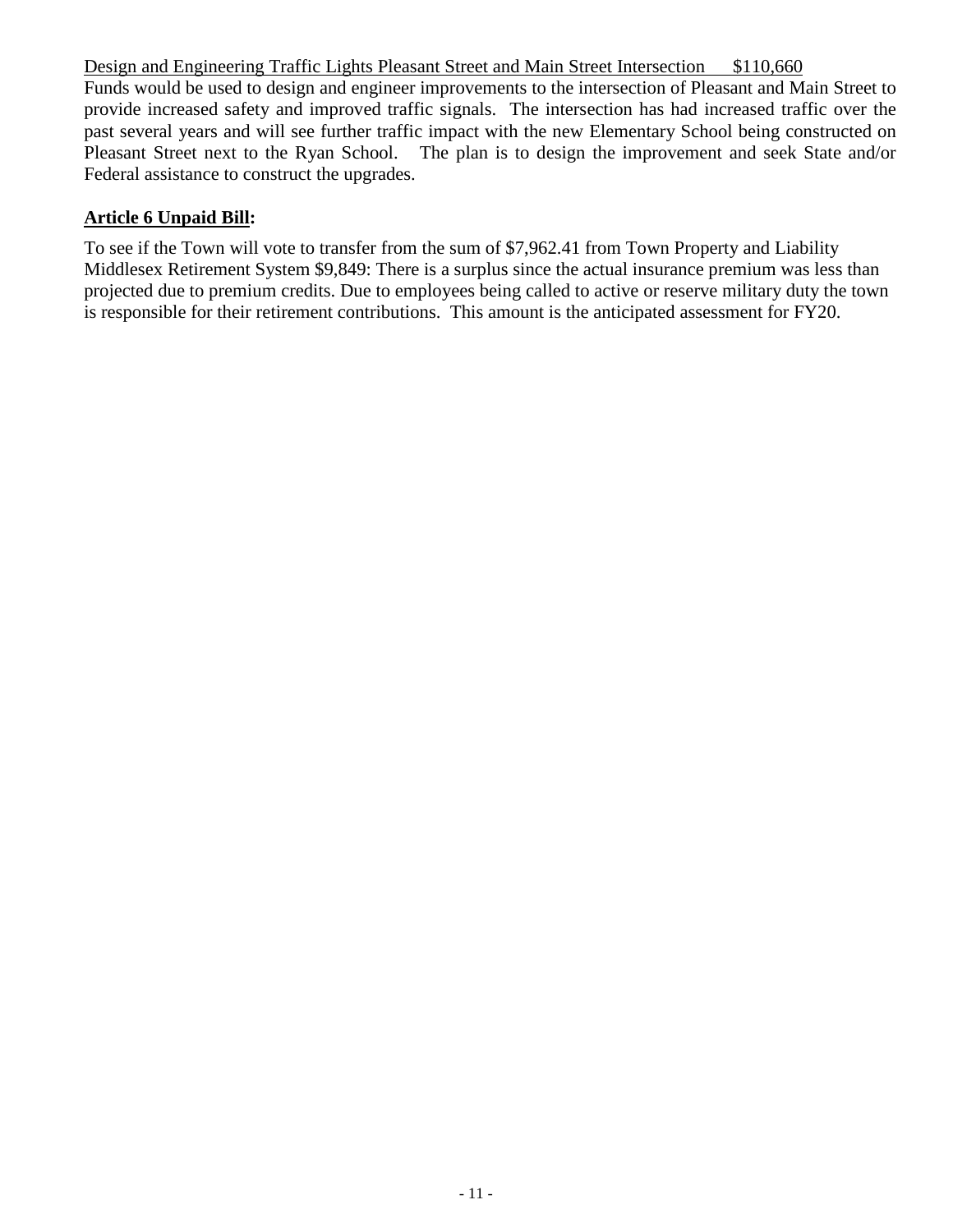<u>Design and Engineering Traffic Lights Pleasant Street and Main Street Intersection      $110,660</u>

Funds would be used to design and engineer improvements to the intersection of Pleasant and Main Street to provide increased safety and improved traffic signals. The intersection has had increased traffic over the past several years and will see further traffic impact with the new Elementary School being constructed on Pleasant Street next to the Ryan School. The plan is to design the improvement and seek State and/or Federal assistance to construct the upgrades.

## Article 6 Unpaid Bill:

To see if the Town will vote to transfer from the sum of $7,962.41 from Town Property and Liability Middlesex Retirement System $9,849: There is a surplus since the actual insurance premium was less than projected due to premium credits. Due to employees being called to active or reserve military duty the town is responsible for their retirement contributions. This amount is the anticipated assessment for FY20.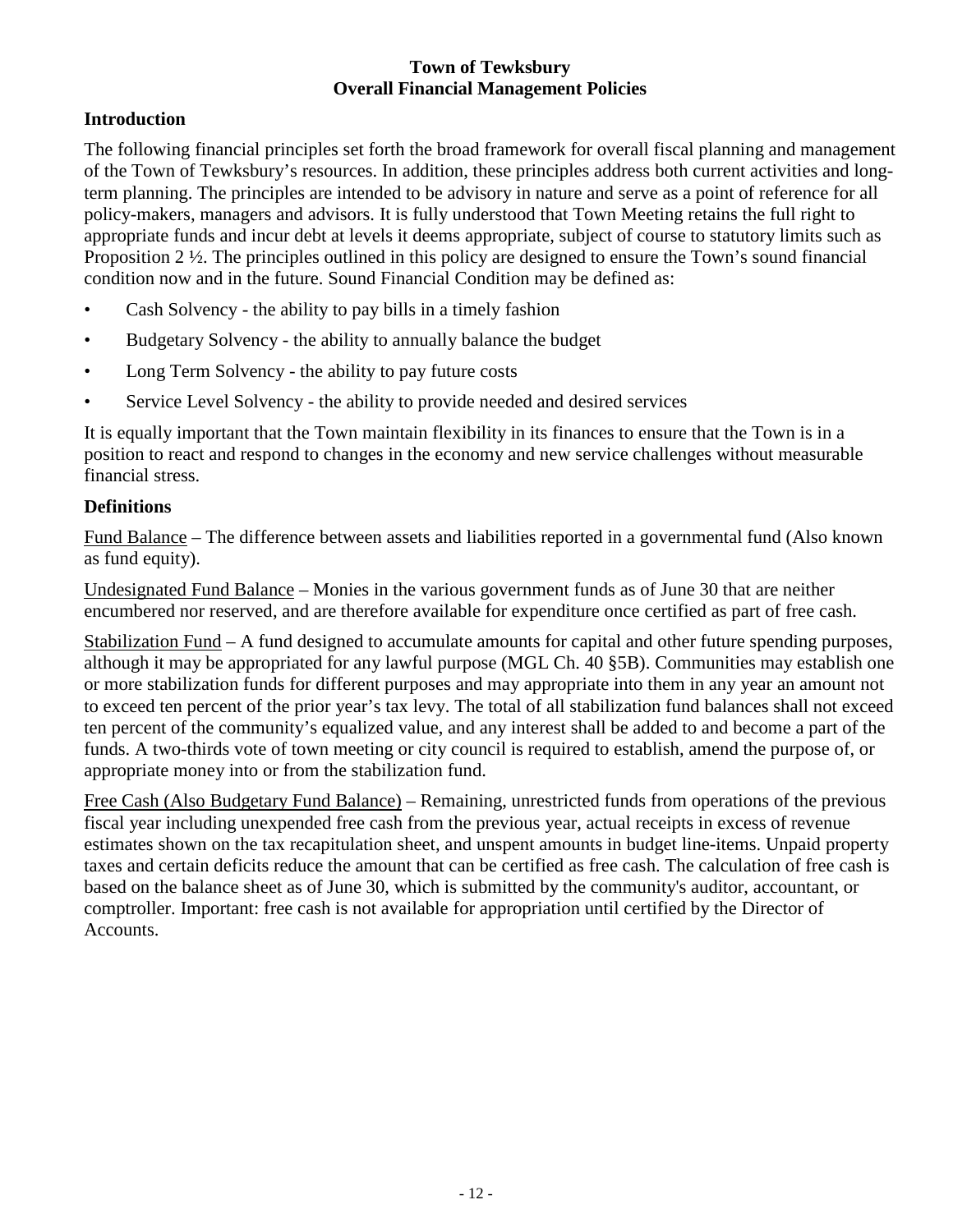# Town of Tewksbury
# Overall Financial Management Policies

## Introduction

The following financial principles set forth the broad framework for overall fiscal planning and management of the Town of Tewksbury's resources. In addition, these principles address both current activities and long-term planning. The principles are intended to be advisory in nature and serve as a point of reference for all policy-makers, managers and advisors. It is fully understood that Town Meeting retains the full right to appropriate funds and incur debt at levels it deems appropriate, subject of course to statutory limits such as Proposition 2 ½. The principles outlined in this policy are designed to ensure the Town's sound financial condition now and in the future. Sound Financial Condition may be defined as:

- Cash Solvency - the ability to pay bills in a timely fashion
- Budgetary Solvency - the ability to annually balance the budget
- Long Term Solvency - the ability to pay future costs
- Service Level Solvency - the ability to provide needed and desired services

It is equally important that the Town maintain flexibility in its finances to ensure that the Town is in a position to react and respond to changes in the economy and new service challenges without measurable financial stress.

## Definitions

<u>Fund Balance</u> – The difference between assets and liabilities reported in a governmental fund (Also known as fund equity).

<u>Undesignated Fund Balance</u> – Monies in the various government funds as of June 30 that are neither encumbered nor reserved, and are therefore available for expenditure once certified as part of free cash.

<u>Stabilization Fund</u> – A fund designed to accumulate amounts for capital and other future spending purposes, although it may be appropriated for any lawful purpose (MGL Ch. 40 §5B). Communities may establish one or more stabilization funds for different purposes and may appropriate into them in any year an amount not to exceed ten percent of the prior year's tax levy. The total of all stabilization fund balances shall not exceed ten percent of the community's equalized value, and any interest shall be added to and become a part of the funds. A two-thirds vote of town meeting or city council is required to establish, amend the purpose of, or appropriate money into or from the stabilization fund.

<u>Free Cash (Also Budgetary Fund Balance)</u> – Remaining, unrestricted funds from operations of the previous fiscal year including unexpended free cash from the previous year, actual receipts in excess of revenue estimates shown on the tax recapitulation sheet, and unspent amounts in budget line-items. Unpaid property taxes and certain deficits reduce the amount that can be certified as free cash. The calculation of free cash is based on the balance sheet as of June 30, which is submitted by the community's auditor, accountant, or comptroller. Important: free cash is not available for appropriation until certified by the Director of Accounts.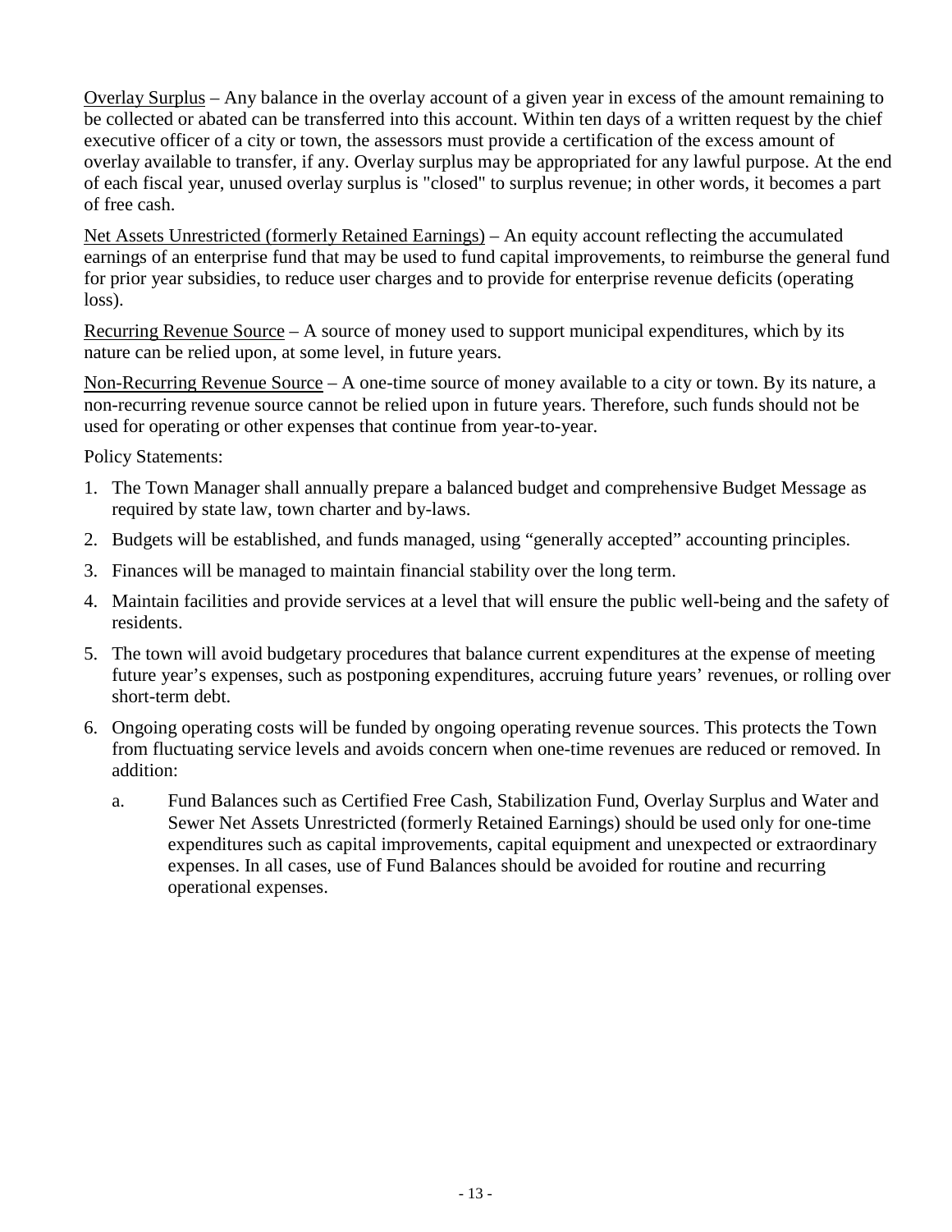Overlay Surplus – Any balance in the overlay account of a given year in excess of the amount remaining to be collected or abated can be transferred into this account. Within ten days of a written request by the chief executive officer of a city or town, the assessors must provide a certification of the excess amount of overlay available to transfer, if any. Overlay surplus may be appropriated for any lawful purpose. At the end of each fiscal year, unused overlay surplus is "closed" to surplus revenue; in other words, it becomes a part of free cash.

Net Assets Unrestricted (formerly Retained Earnings) – An equity account reflecting the accumulated earnings of an enterprise fund that may be used to fund capital improvements, to reimburse the general fund for prior year subsidies, to reduce user charges and to provide for enterprise revenue deficits (operating loss).

Recurring Revenue Source – A source of money used to support municipal expenditures, which by its nature can be relied upon, at some level, in future years.

Non-Recurring Revenue Source – A one-time source of money available to a city or town. By its nature, a non-recurring revenue source cannot be relied upon in future years. Therefore, such funds should not be used for operating or other expenses that continue from year-to-year.

Policy Statements:

1. The Town Manager shall annually prepare a balanced budget and comprehensive Budget Message as required by state law, town charter and by-laws.
2. Budgets will be established, and funds managed, using "generally accepted" accounting principles.
3. Finances will be managed to maintain financial stability over the long term.
4. Maintain facilities and provide services at a level that will ensure the public well-being and the safety of residents.
5. The town will avoid budgetary procedures that balance current expenditures at the expense of meeting future year's expenses, such as postponing expenditures, accruing future years' revenues, or rolling over short-term debt.
6. Ongoing operating costs will be funded by ongoing operating revenue sources. This protects the Town from fluctuating service levels and avoids concern when one-time revenues are reduced or removed. In addition:
   a. Fund Balances such as Certified Free Cash, Stabilization Fund, Overlay Surplus and Water and Sewer Net Assets Unrestricted (formerly Retained Earnings) should be used only for one-time expenditures such as capital improvements, capital equipment and unexpected or extraordinary expenses. In all cases, use of Fund Balances should be avoided for routine and recurring operational expenses.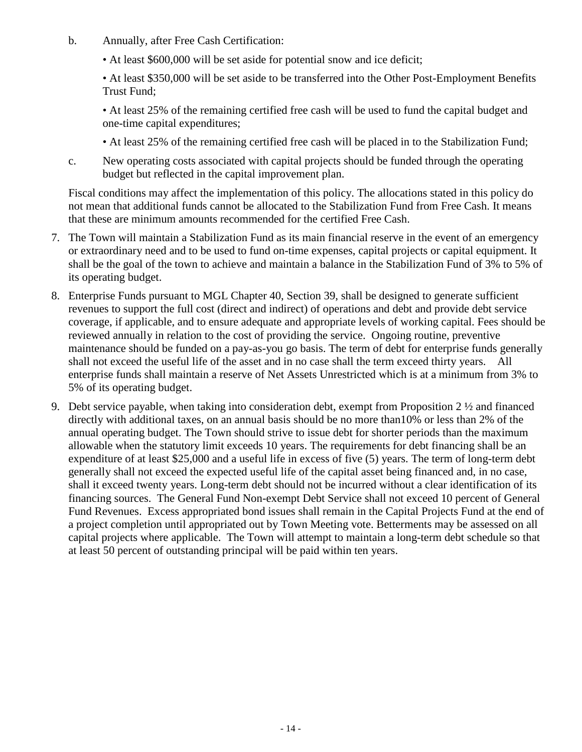b. Annually, after Free Cash Certification:

   • At least $600,000 will be set aside for potential snow and ice deficit;

   • At least $350,000 will be set aside to be transferred into the Other Post-Employment Benefits Trust Fund;

   • At least 25% of the remaining certified free cash will be used to fund the capital budget and one-time capital expenditures;

   • At least 25% of the remaining certified free cash will be placed in to the Stabilization Fund;

c. New operating costs associated with capital projects should be funded through the operating budget but reflected in the capital improvement plan.

Fiscal conditions may affect the implementation of this policy. The allocations stated in this policy do not mean that additional funds cannot be allocated to the Stabilization Fund from Free Cash. It means that these are minimum amounts recommended for the certified Free Cash.

7. The Town will maintain a Stabilization Fund as its main financial reserve in the event of an emergency or extraordinary need and to be used to fund on-time expenses, capital projects or capital equipment. It shall be the goal of the town to achieve and maintain a balance in the Stabilization Fund of 3% to 5% of its operating budget.

8. Enterprise Funds pursuant to MGL Chapter 40, Section 39, shall be designed to generate sufficient revenues to support the full cost (direct and indirect) of operations and debt and provide debt service coverage, if applicable, and to ensure adequate and appropriate levels of working capital. Fees should be reviewed annually in relation to the cost of providing the service. Ongoing routine, preventive maintenance should be funded on a pay-as-you go basis. The term of debt for enterprise funds generally shall not exceed the useful life of the asset and in no case shall the term exceed thirty years. All enterprise funds shall maintain a reserve of Net Assets Unrestricted which is at a minimum from 3% to 5% of its operating budget.

9. Debt service payable, when taking into consideration debt, exempt from Proposition 2 ½ and financed directly with additional taxes, on an annual basis should be no more than10% or less than 2% of the annual operating budget. The Town should strive to issue debt for shorter periods than the maximum allowable when the statutory limit exceeds 10 years. The requirements for debt financing shall be an expenditure of at least $25,000 and a useful life in excess of five (5) years. The term of long-term debt generally shall not exceed the expected useful life of the capital asset being financed and, in no case, shall it exceed twenty years. Long-term debt should not be incurred without a clear identification of its financing sources. The General Fund Non-exempt Debt Service shall not exceed 10 percent of General Fund Revenues. Excess appropriated bond issues shall remain in the Capital Projects Fund at the end of a project completion until appropriated out by Town Meeting vote. Betterments may be assessed on all capital projects where applicable. The Town will attempt to maintain a long-term debt schedule so that at least 50 percent of outstanding principal will be paid within ten years.